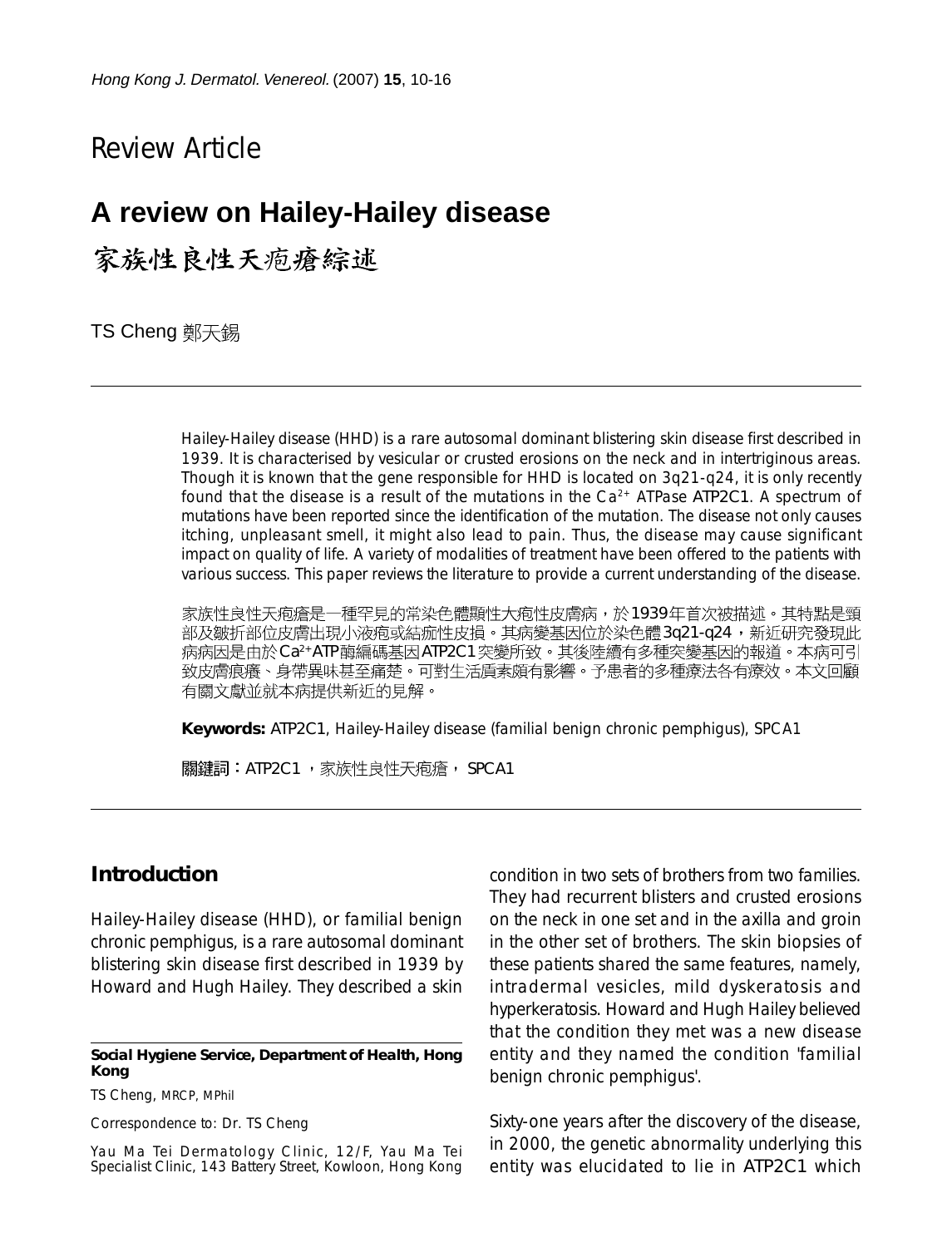Review Article

# A review on Hailey-Hailey disease

# 家族性良性天疱瘡綜述

TS Cheng 鄭天錫

Hailey-Hailey disease (HHD) is a rare autosomal dominant blistering skin disease first described in 1939. It is characterised by vesicular or crusted erosions on the neck and in intertriginous areas. Though it is known that the gene responsible for HHD is located on 3q21-q24, it is only recently found that the disease is a result of the mutations in the $Ca^{2+}$ ATPase ATP2C1. A spectrum of mutations have been reported since the identification of the mutation. The disease not only causes itching, unpleasant smell, it might also lead to pain. Thus, the disease may cause significant impact on quality of life. A variety of modalities of treatment have been offered to the patients with various success. This paper reviews the literature to provide a current understanding of the disease.

家族性良性天疱瘡是一種罕見的常染色體顯性大疱性皮膚病，於1939年首次被描述。其特點是頸部及皺折部位皮膚出現小液疱或結痂性皮損。其病變基因位於染色體3q21-q24，新近研究發現此病病因是由於$Ca^{2+}$ATP酶編碼基因ATP2C1突變所致。其後陸續有多種突變基因的報道。本病可引致皮膚痕癢、身帶異味甚至痛楚。可對生活質素頗有影響。予患者的多種療法各有療效。本文回顧有關文獻並就本病提供新近的見解。

**Keywords:** ATP2C1, Hailey-Hailey disease (familial benign chronic pemphigus), SPCA1

關鍵詞：ATP2C1，家族性良性天疱瘡，SPCA1

## Introduction

Hailey-Hailey disease (HHD), or familial benign chronic pemphigus, is a rare autosomal dominant blistering skin disease first described in 1939 by Howard and Hugh Hailey. They described a skin condition in two sets of brothers from two families. They had recurrent blisters and crusted erosions on the neck in one set and in the axilla and groin in the other set of brothers. The skin biopsies of these patients shared the same features, namely, intradermal vesicles, mild dyskeratosis and hyperkeratosis. Howard and Hugh Hailey believed that the condition they met was a new disease entity and they named the condition 'familial benign chronic pemphigus'.

Sixty-one years after the discovery of the disease, in 2000, the genetic abnormality underlying this entity was elucidated to lie in ATP2C1 which

**Social Hygiene Service, Department of Health, Hong Kong**

TS Cheng, MRCP, MPhil

Correspondence to: Dr. TS Cheng

Yau Ma Tei Dermatology Clinic, 12/F, Yau Ma Tei Specialist Clinic, 143 Battery Street, Kowloon, Hong Kong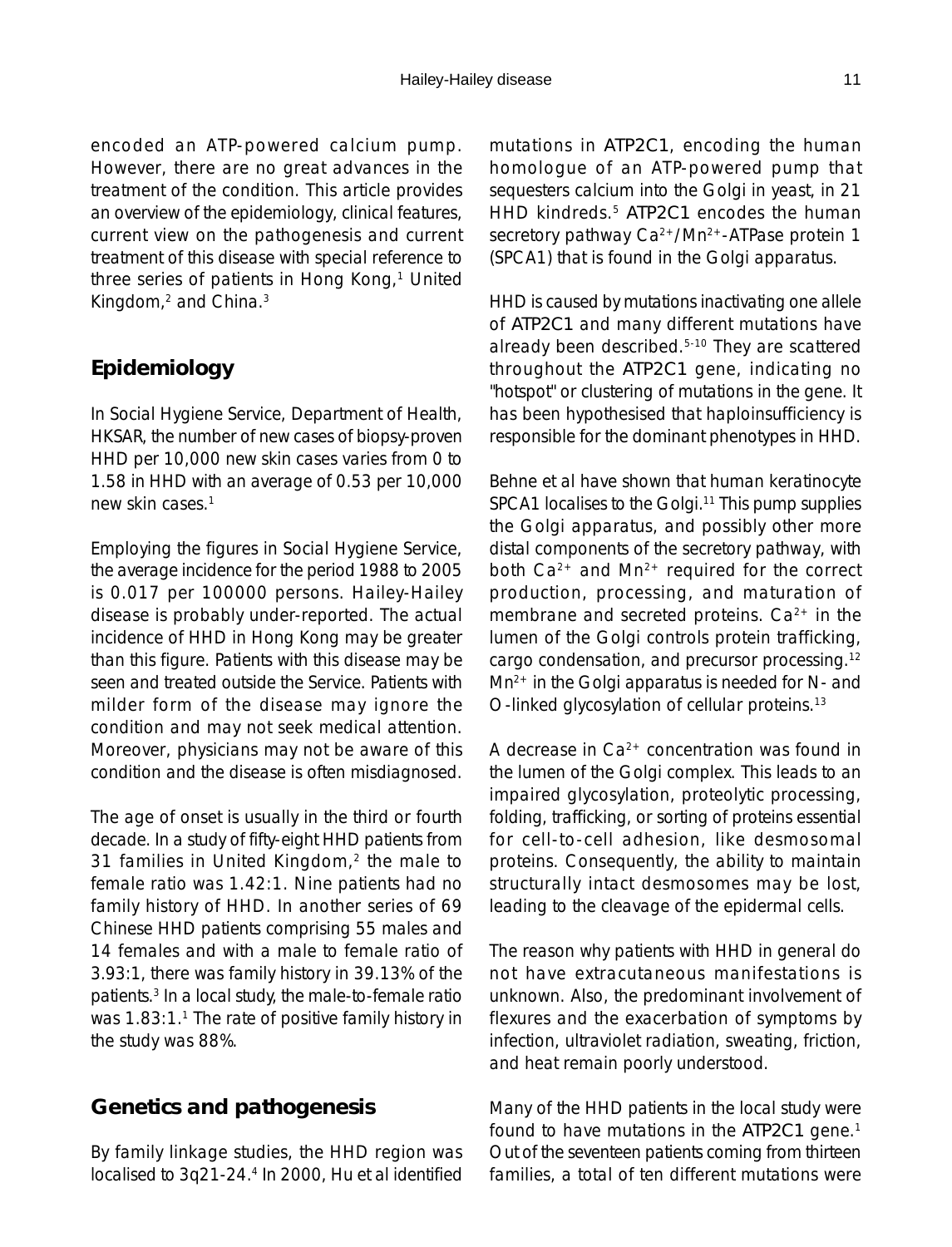encoded an ATP-powered calcium pump. However, there are no great advances in the treatment of the condition. This article provides an overview of the epidemiology, clinical features, current view on the pathogenesis and current treatment of this disease with special reference to three series of patients in Hong Kong,[1] United Kingdom,[2] and China.[3]

## Epidemiology

In Social Hygiene Service, Department of Health, HKSAR, the number of new cases of biopsy-proven HHD per 10,000 new skin cases varies from 0 to 1.58 in HHD with an average of 0.53 per 10,000 new skin cases.[1]

Employing the figures in Social Hygiene Service, the average incidence for the period 1988 to 2005 is 0.017 per 100000 persons. Hailey-Hailey disease is probably under-reported. The actual incidence of HHD in Hong Kong may be greater than this figure. Patients with this disease may be seen and treated outside the Service. Patients with milder form of the disease may ignore the condition and may not seek medical attention. Moreover, physicians may not be aware of this condition and the disease is often misdiagnosed.

The age of onset is usually in the third or fourth decade. In a study of fifty-eight HHD patients from 31 families in United Kingdom,[2] the male to female ratio was 1.42:1. Nine patients had no family history of HHD. In another series of 69 Chinese HHD patients comprising 55 males and 14 females and with a male to female ratio of 3.93:1, there was family history in 39.13% of the patients.[3] In a local study, the male-to-female ratio was 1.83:1.[1] The rate of positive family history in the study was 88%.

## Genetics and pathogenesis

By family linkage studies, the HHD region was localised to 3q21-24.[4] In 2000, Hu et al identified mutations in ATP2C1, encoding the human homologue of an ATP-powered pump that sequesters calcium into the Golgi in yeast, in 21 HHD kindreds.[5] ATP2C1 encodes the human secretory pathway $Ca^{2+}/Mn^{2+}$-ATPase protein 1 (SPCA1) that is found in the Golgi apparatus.

HHD is caused by mutations inactivating one allele of ATP2C1 and many different mutations have already been described.[5-10] They are scattered throughout the ATP2C1 gene, indicating no "hotspot" or clustering of mutations in the gene. It has been hypothesised that haploinsufficiency is responsible for the dominant phenotypes in HHD.

Behne et al have shown that human keratinocyte SPCA1 localises to the Golgi.[11] This pump supplies the Golgi apparatus, and possibly other more distal components of the secretory pathway, with both $Ca^{2+}$ and $Mn^{2+}$ required for the correct production, processing, and maturation of membrane and secreted proteins. $Ca^{2+}$ in the lumen of the Golgi controls protein trafficking, cargo condensation, and precursor processing.[12] $Mn^{2+}$ in the Golgi apparatus is needed for N- and O-linked glycosylation of cellular proteins.[13]

A decrease in $Ca^{2+}$ concentration was found in the lumen of the Golgi complex. This leads to an impaired glycosylation, proteolytic processing, folding, trafficking, or sorting of proteins essential for cell-to-cell adhesion, like desmosomal proteins. Consequently, the ability to maintain structurally intact desmosomes may be lost, leading to the cleavage of the epidermal cells.

The reason why patients with HHD in general do not have extracutaneous manifestations is unknown. Also, the predominant involvement of flexures and the exacerbation of symptoms by infection, ultraviolet radiation, sweating, friction, and heat remain poorly understood.

Many of the HHD patients in the local study were found to have mutations in the ATP2C1 gene.[1] Out of the seventeen patients coming from thirteen families, a total of ten different mutations were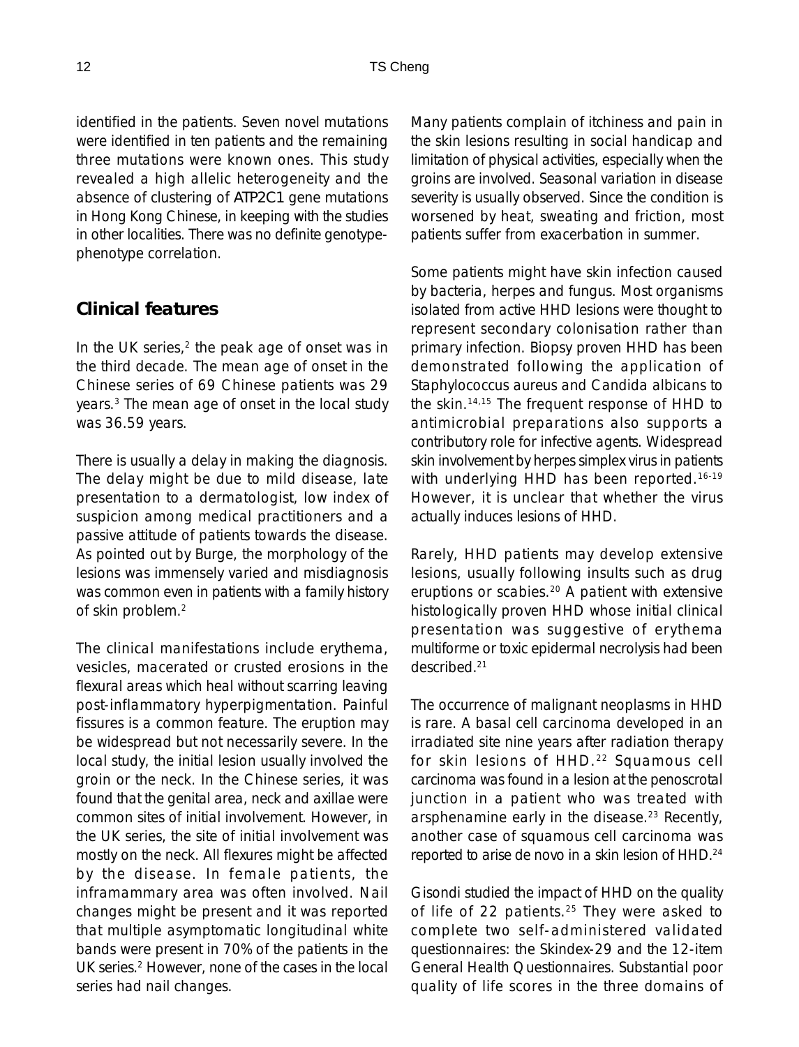identified in the patients. Seven novel mutations were identified in ten patients and the remaining three mutations were known ones. This study revealed a high allelic heterogeneity and the absence of clustering of *ATP2C1* gene mutations in Hong Kong Chinese, in keeping with the studies in other localities. There was no definite genotype-phenotype correlation.

## Clinical features

In the UK series,[2] the peak age of onset was in the third decade. The mean age of onset in the Chinese series of 69 Chinese patients was 29 years.[3] The mean age of onset in the local study was 36.59 years.

There is usually a delay in making the diagnosis. The delay might be due to mild disease, late presentation to a dermatologist, low index of suspicion among medical practitioners and a passive attitude of patients towards the disease. As pointed out by Burge, the morphology of the lesions was immensely varied and misdiagnosis was common even in patients with a family history of skin problem.[2]

The clinical manifestations include erythema, vesicles, macerated or crusted erosions in the flexural areas which heal without scarring leaving post-inflammatory hyperpigmentation. Painful fissures is a common feature. The eruption may be widespread but not necessarily severe. In the local study, the initial lesion usually involved the groin or the neck. In the Chinese series, it was found that the genital area, neck and axillae were common sites of initial involvement. However, in the UK series, the site of initial involvement was mostly on the neck. All flexures might be affected by the disease. In female patients, the inframammary area was often involved. Nail changes might be present and it was reported that multiple asymptomatic longitudinal white bands were present in 70% of the patients in the UK series.[2] However, none of the cases in the local series had nail changes.

Many patients complain of itchiness and pain in the skin lesions resulting in social handicap and limitation of physical activities, especially when the groins are involved. Seasonal variation in disease severity is usually observed. Since the condition is worsened by heat, sweating and friction, most patients suffer from exacerbation in summer.

Some patients might have skin infection caused by bacteria, herpes and fungus. Most organisms isolated from active HHD lesions were thought to represent secondary colonisation rather than primary infection. Biopsy proven HHD has been demonstrated following the application of *Staphylococcus aureus* and *Candida albicans* to the skin.[14,15] The frequent response of HHD to antimicrobial preparations also supports a contributory role for infective agents. Widespread skin involvement by herpes simplex virus in patients with underlying HHD has been reported.[16-19] However, it is unclear that whether the virus actually induces lesions of HHD.

Rarely, HHD patients may develop extensive lesions, usually following insults such as drug eruptions or scabies.[20] A patient with extensive histologically proven HHD whose initial clinical presentation was suggestive of erythema multiforme or toxic epidermal necrolysis had been described.[21]

The occurrence of malignant neoplasms in HHD is rare. A basal cell carcinoma developed in an irradiated site nine years after radiation therapy for skin lesions of HHD.[22] Squamous cell carcinoma was found in a lesion at the penoscrotal junction in a patient who was treated with arsphenamine early in the disease.[23] Recently, another case of squamous cell carcinoma was reported to arise de novo in a skin lesion of HHD.[24]

Gisondi studied the impact of HHD on the quality of life of 22 patients.[25] They were asked to complete two self-administered validated questionnaires: the Skindex-29 and the 12-item General Health Questionnaires. Substantial poor quality of life scores in the three domains of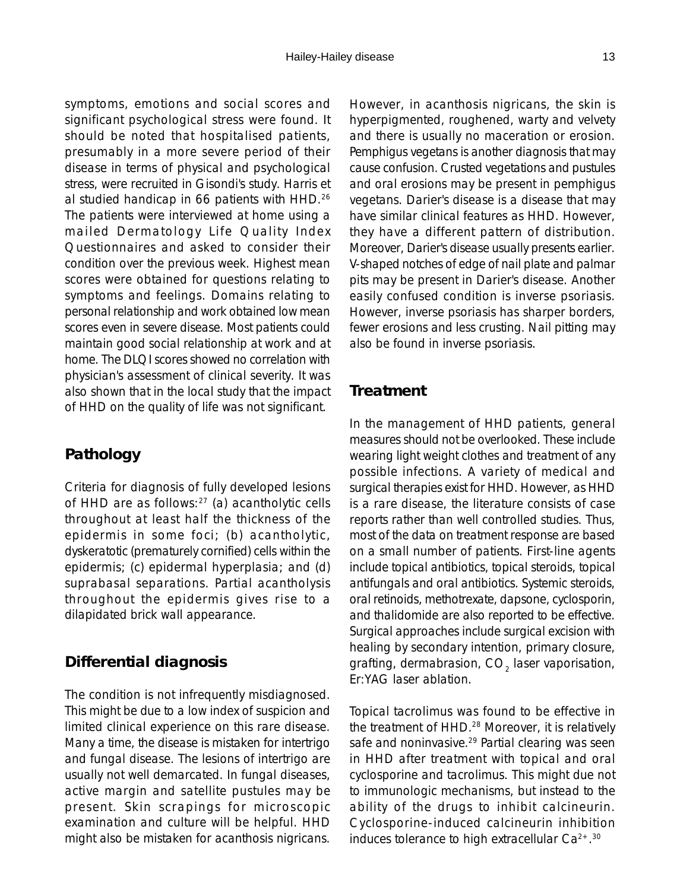symptoms, emotions and social scores and significant psychological stress were found. It should be noted that hospitalised patients, presumably in a more severe period of their disease in terms of physical and psychological stress, were recruited in Gisondi's study. Harris et al studied handicap in 66 patients with HHD.[26] The patients were interviewed at home using a mailed Dermatology Life Quality Index Questionnaires and asked to consider their condition over the previous week. Highest mean scores were obtained for questions relating to symptoms and feelings. Domains relating to personal relationship and work obtained low mean scores even in severe disease. Most patients could maintain good social relationship at work and at home. The DLQI scores showed no correlation with physician's assessment of clinical severity. It was also shown that in the local study that the impact of HHD on the quality of life was not significant.

## Pathology

Criteria for diagnosis of fully developed lesions of HHD are as follows:[27] (a) acantholytic cells throughout at least half the thickness of the epidermis in some foci; (b) acantholytic, dyskeratotic (prematurely cornified) cells within the epidermis; (c) epidermal hyperplasia; and (d) suprabasal separations. Partial acantholysis throughout the epidermis gives rise to a dilapidated brick wall appearance.

## Differential diagnosis

The condition is not infrequently misdiagnosed. This might be due to a low index of suspicion and limited clinical experience on this rare disease. Many a time, the disease is mistaken for intertrigo and fungal disease. The lesions of intertrigo are usually not well demarcated. In fungal diseases, active margin and satellite pustules may be present. Skin scrapings for microscopic examination and culture will be helpful. HHD might also be mistaken for acanthosis nigricans. However, in acanthosis nigricans, the skin is hyperpigmented, roughened, warty and velvety and there is usually no maceration or erosion. Pemphigus vegetans is another diagnosis that may cause confusion. Crusted vegetations and pustules and oral erosions may be present in pemphigus vegetans. Darier's disease is a disease that may have similar clinical features as HHD. However, they have a different pattern of distribution. Moreover, Darier's disease usually presents earlier. V-shaped notches of edge of nail plate and palmar pits may be present in Darier's disease. Another easily confused condition is inverse psoriasis. However, inverse psoriasis has sharper borders, fewer erosions and less crusting. Nail pitting may also be found in inverse psoriasis.

## Treatment

In the management of HHD patients, general measures should not be overlooked. These include wearing light weight clothes and treatment of any possible infections. A variety of medical and surgical therapies exist for HHD. However, as HHD is a rare disease, the literature consists of case reports rather than well controlled studies. Thus, most of the data on treatment response are based on a small number of patients. First-line agents include topical antibiotics, topical steroids, topical antifungals and oral antibiotics. Systemic steroids, oral retinoids, methotrexate, dapsone, cyclosporin, and thalidomide are also reported to be effective. Surgical approaches include surgical excision with healing by secondary intention, primary closure, grafting, dermabrasion, $CO_2$ laser vaporisation, Er:YAG laser ablation.

Topical tacrolimus was found to be effective in the treatment of HHD.[28] Moreover, it is relatively safe and noninvasive.[29] Partial clearing was seen in HHD after treatment with topical and oral cyclosporine and tacrolimus. This might due not to immunologic mechanisms, but instead to the ability of the drugs to inhibit calcineurin. Cyclosporine-induced calcineurin inhibition induces tolerance to high extracellular $Ca^{2+}$.[30]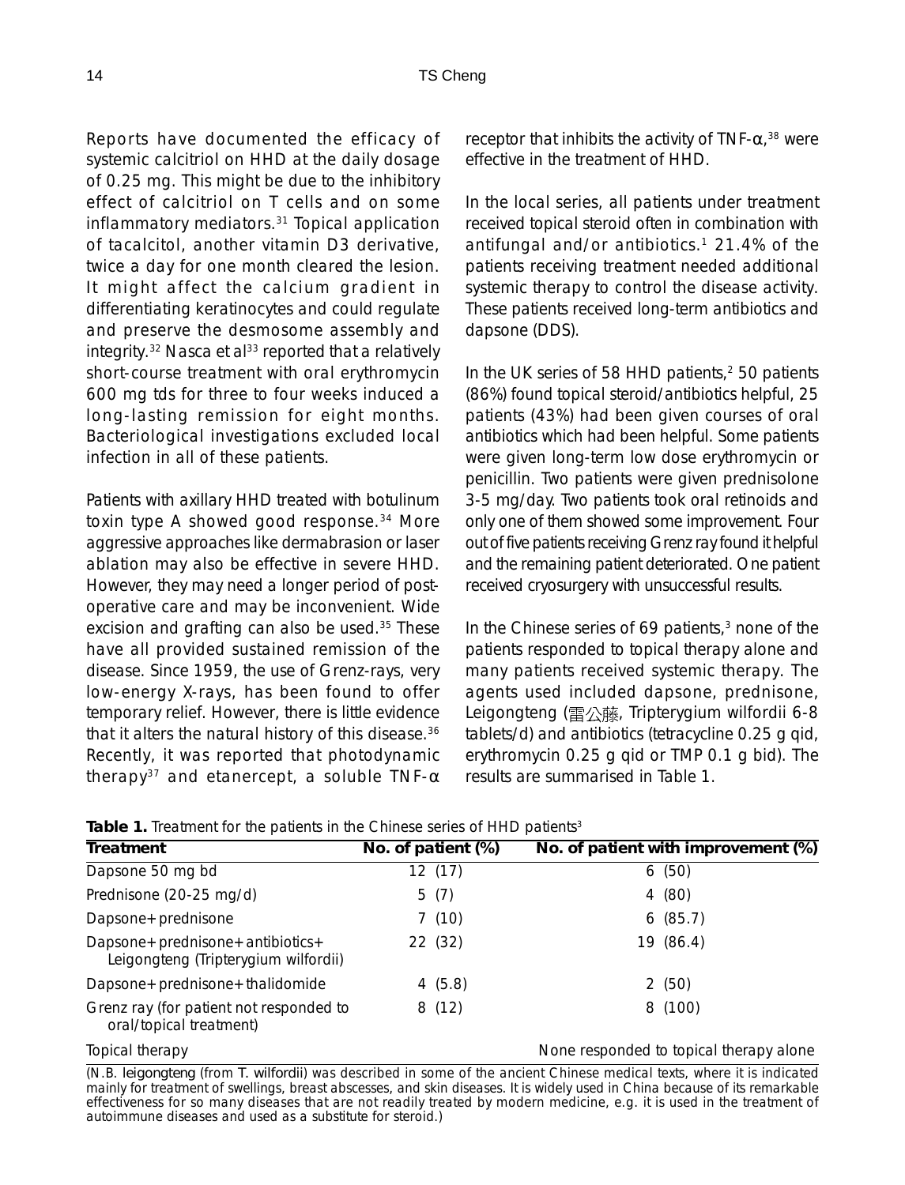Reports have documented the efficacy of systemic calcitriol on HHD at the daily dosage of 0.25 mg. This might be due to the inhibitory effect of calcitriol on T cells and on some inflammatory mediators.[31] Topical application of tacalcitol, another vitamin D3 derivative, twice a day for one month cleared the lesion. It might affect the calcium gradient in differentiating keratinocytes and could regulate and preserve the desmosome assembly and integrity.[32] Nasca et al[33] reported that a relatively short-course treatment with oral erythromycin 600 mg tds for three to four weeks induced a long-lasting remission for eight months. Bacteriological investigations excluded local infection in all of these patients.

Patients with axillary HHD treated with botulinum toxin type A showed good response.[34] More aggressive approaches like dermabrasion or laser ablation may also be effective in severe HHD. However, they may need a longer period of post-operative care and may be inconvenient. Wide excision and grafting can also be used.[35] These have all provided sustained remission of the disease. Since 1959, the use of Grenz-rays, very low-energy X-rays, has been found to offer temporary relief. However, there is little evidence that it alters the natural history of this disease.[36] Recently, it was reported that photodynamic therapy[37] and etanercept, a soluble TNF-α receptor that inhibits the activity of TNF-α,[38] were effective in the treatment of HHD.

In the local series, all patients under treatment received topical steroid often in combination with antifungal and/or antibiotics.[1] 21.4% of the patients receiving treatment needed additional systemic therapy to control the disease activity. These patients received long-term antibiotics and dapsone (DDS).

In the UK series of 58 HHD patients,[2] 50 patients (86%) found topical steroid/antibiotics helpful, 25 patients (43%) had been given courses of oral antibiotics which had been helpful. Some patients were given long-term low dose erythromycin or penicillin. Two patients were given prednisolone 3-5 mg/day. Two patients took oral retinoids and only one of them showed some improvement. Four out of five patients receiving Grenz ray found it helpful and the remaining patient deteriorated. One patient received cryosurgery with unsuccessful results.

In the Chinese series of 69 patients,[3] none of the patients responded to topical therapy alone and many patients received systemic therapy. The agents used included dapsone, prednisone, Leigongteng (雷公藤, Tripterygium wilfordii 6-8 tablets/d) and antibiotics (tetracycline 0.25 g qid, erythromycin 0.25 g qid or TMP 0.1 g bid). The results are summarised in Table 1.

**Table 1.** Treatment for the patients in the Chinese series of HHD patients[3]

| Treatment | No. of patient (%) | No. of patient with improvement (%) |
|---|---|---|
| Dapsone 50 mg bd | 12 (17) | 6 (50) |
| Prednisone (20-25 mg/d) | 5 (7) | 4 (80) |
| Dapsone+prednisone | 7 (10) | 6 (85.7) |
| Dapsone+prednisone+antibiotics+ Leigongteng (Tripterygium wilfordii) | 22 (32) | 19 (86.4) |
| Dapsone+prednisone+thalidomide | 4 (5.8) | 2 (50) |
| Grenz ray (for patient not responded to oral/topical treatment) | 8 (12) | 8 (100) |
| Topical therapy | | None responded to topical therapy alone |

(N.B. leigongteng (from *T. wilfordii*) was described in some of the ancient Chinese medical texts, where it is indicated mainly for treatment of swellings, breast abscesses, and skin diseases. It is widely used in China because of its remarkable effectiveness for so many diseases that are not readily treated by modern medicine, e.g. it is used in the treatment of autoimmune diseases and used as a substitute for steroid.)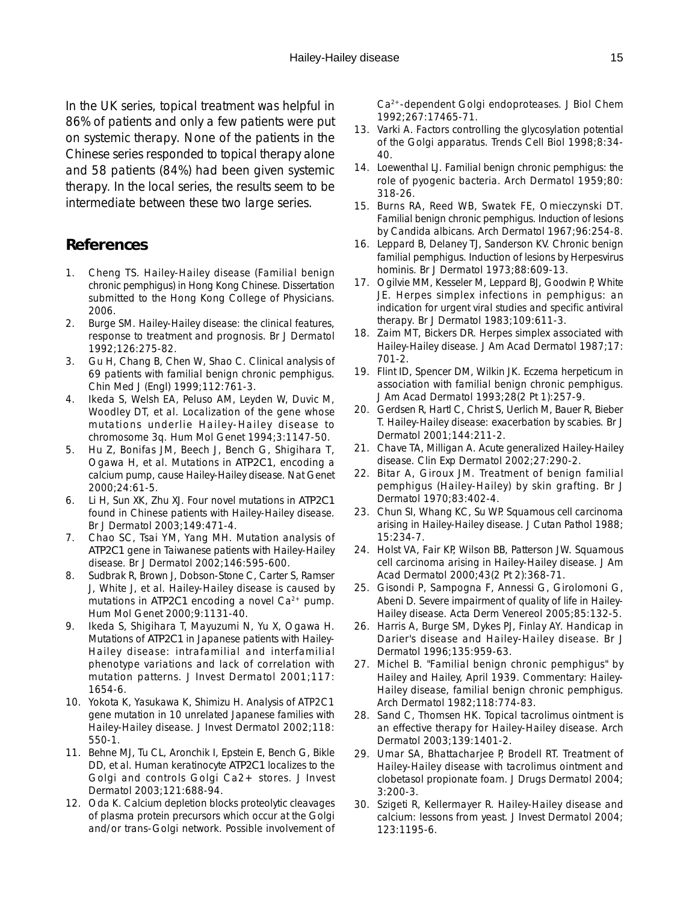In the UK series, topical treatment was helpful in 86% of patients and only a few patients were put on systemic therapy. None of the patients in the Chinese series responded to topical therapy alone and 58 patients (84%) had been given systemic therapy. In the local series, the results seem to be intermediate between these two large series.

## References

1. Cheng TS. Hailey-Hailey disease (Familial benign chronic pemphigus) in Hong Kong Chinese. Dissertation submitted to the Hong Kong College of Physicians. 2006.
2. Burge SM. Hailey-Hailey disease: the clinical features, response to treatment and prognosis. Br J Dermatol 1992;126:275-82.
3. Gu H, Chang B, Chen W, Shao C. Clinical analysis of 69 patients with familial benign chronic pemphigus. Chin Med J (Engl) 1999;112:761-3.
4. Ikeda S, Welsh EA, Peluso AM, Leyden W, Duvic M, Woodley DT, et al. Localization of the gene whose mutations underlie Hailey-Hailey disease to chromosome 3q. Hum Mol Genet 1994;3:1147-50.
5. Hu Z, Bonifas JM, Beech J, Bench G, Shigihara T, Ogawa H, et al. Mutations in ATP2C1, encoding a calcium pump, cause Hailey-Hailey disease. Nat Genet 2000;24:61-5.
6. Li H, Sun XK, Zhu XJ. Four novel mutations in ATP2C1 found in Chinese patients with Hailey-Hailey disease. Br J Dermatol 2003;149:471-4.
7. Chao SC, Tsai YM, Yang MH. Mutation analysis of ATP2C1 gene in Taiwanese patients with Hailey-Hailey disease. Br J Dermatol 2002;146:595-600.
8. Sudbrak R, Brown J, Dobson-Stone C, Carter S, Ramser J, White J, et al. Hailey-Hailey disease is caused by mutations in ATP2C1 encoding a novel $Ca^{2+}$ pump. Hum Mol Genet 2000;9:1131-40.
9. Ikeda S, Shigihara T, Mayuzumi N, Yu X, Ogawa H. Mutations of ATP2C1 in Japanese patients with Hailey-Hailey disease: intrafamilial and interfamilial phenotype variations and lack of correlation with mutation patterns. J Invest Dermatol 2001;117:1654-6.
10. Yokota K, Yasukawa K, Shimizu H. Analysis of ATP2C1 gene mutation in 10 unrelated Japanese families with Hailey-Hailey disease. J Invest Dermatol 2002;118:550-1.
11. Behne MJ, Tu CL, Aronchik I, Epstein E, Bench G, Bikle DD, et al. Human keratinocyte ATP2C1 localizes to the Golgi and controls Golgi $Ca2+$ stores. J Invest Dermatol 2003;121:688-94.
12. Oda K. Calcium depletion blocks proteolytic cleavages of plasma protein precursors which occur at the Golgi and/or trans-Golgi network. Possible involvement of $Ca^{2+}$-dependent Golgi endoproteases. J Biol Chem 1992;267:17465-71.
13. Varki A. Factors controlling the glycosylation potential of the Golgi apparatus. Trends Cell Biol 1998;8:34-40.
14. Loewenthal LJ. Familial benign chronic pemphigus: the role of pyogenic bacteria. Arch Dermatol 1959;80:318-26.
15. Burns RA, Reed WB, Swatek FE, Omieczynski DT. Familial benign chronic pemphigus. Induction of lesions by Candida albicans. Arch Dermatol 1967;96:254-8.
16. Leppard B, Delaney TJ, Sanderson KV. Chronic benign familial pemphigus. Induction of lesions by Herpesvirus hominis. Br J Dermatol 1973;88:609-13.
17. Ogilvie MM, Kesseler M, Leppard BJ, Goodwin P, White JE. Herpes simplex infections in pemphigus: an indication for urgent viral studies and specific antiviral therapy. Br J Dermatol 1983;109:611-3.
18. Zaim MT, Bickers DR. Herpes simplex associated with Hailey-Hailey disease. J Am Acad Dermatol 1987;17:701-2.
19. Flint ID, Spencer DM, Wilkin JK. Eczema herpeticum in association with familial benign chronic pemphigus. J Am Acad Dermatol 1993;28(2 Pt 1):257-9.
20. Gerdsen R, Hartl C, Christ S, Uerlich M, Bauer R, Bieber T. Hailey-Hailey disease: exacerbation by scabies. Br J Dermatol 2001;144:211-2.
21. Chave TA, Milligan A. Acute generalized Hailey-Hailey disease. Clin Exp Dermatol 2002;27:290-2.
22. Bitar A, Giroux JM. Treatment of benign familial pemphigus (Hailey-Hailey) by skin grafting. Br J Dermatol 1970;83:402-4.
23. Chun SI, Whang KC, Su WP. Squamous cell carcinoma arising in Hailey-Hailey disease. J Cutan Pathol 1988;15:234-7.
24. Holst VA, Fair KP, Wilson BB, Patterson JW. Squamous cell carcinoma arising in Hailey-Hailey disease. J Am Acad Dermatol 2000;43(2 Pt 2):368-71.
25. Gisondi P, Sampogna F, Annessi G, Girolomoni G, Abeni D. Severe impairment of quality of life in Hailey-Hailey disease. Acta Derm Venereol 2005;85:132-5.
26. Harris A, Burge SM, Dykes PJ, Finlay AY. Handicap in Darier's disease and Hailey-Hailey disease. Br J Dermatol 1996;135:959-63.
27. Michel B. "Familial benign chronic pemphigus" by Hailey and Hailey, April 1939. Commentary: Hailey-Hailey disease, familial benign chronic pemphigus. Arch Dermatol 1982;118:774-83.
28. Sand C, Thomsen HK. Topical tacrolimus ointment is an effective therapy for Hailey-Hailey disease. Arch Dermatol 2003;139:1401-2.
29. Umar SA, Bhattacharjee P, Brodell RT. Treatment of Hailey-Hailey disease with tacrolimus ointment and clobetasol propionate foam. J Drugs Dermatol 2004;3:200-3.
30. Szigeti R, Kellermayer R. Hailey-Hailey disease and calcium: lessons from yeast. J Invest Dermatol 2004;123:1195-6.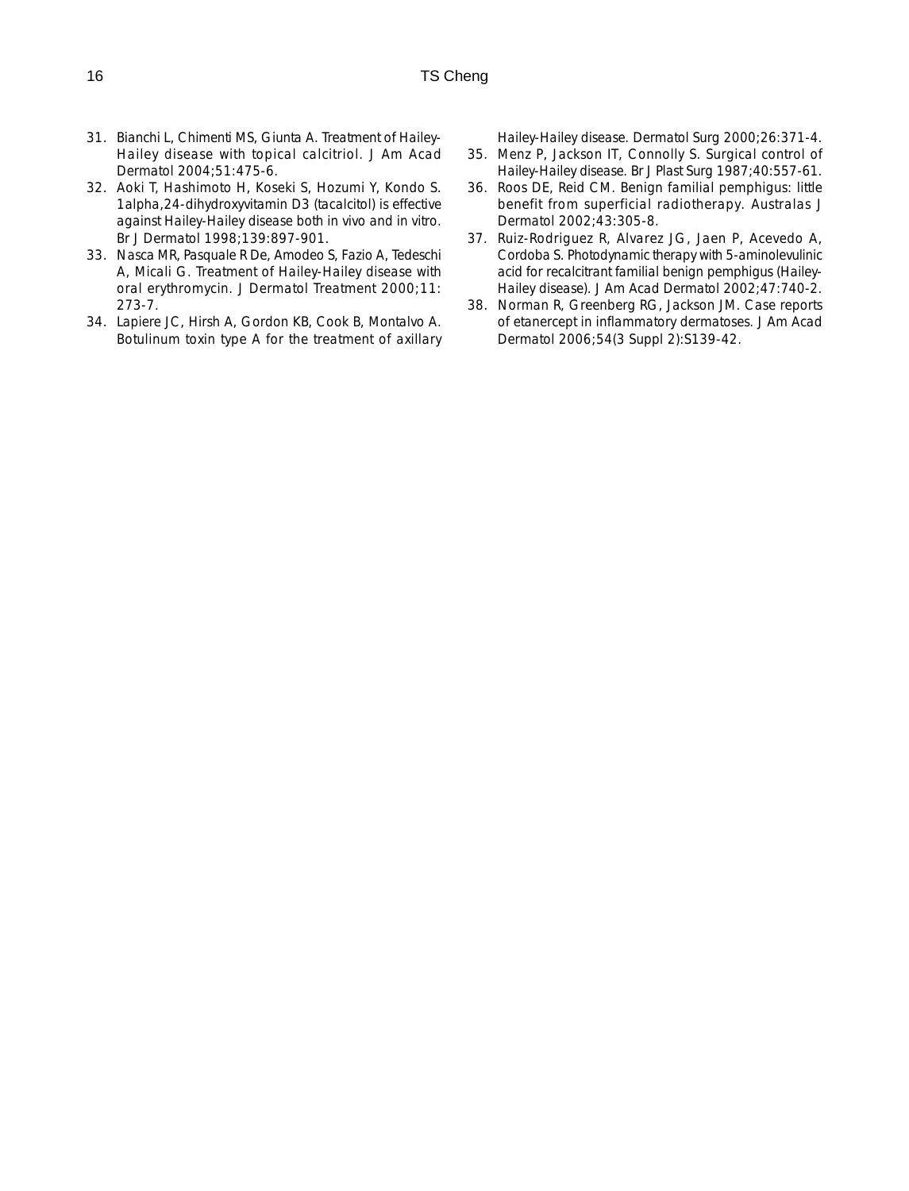31. Bianchi L, Chimenti MS, Giunta A. Treatment of Hailey-Hailey disease with topical calcitriol. J Am Acad Dermatol 2004;51:475-6.
32. Aoki T, Hashimoto H, Koseki S, Hozumi Y, Kondo S. 1alpha,24-dihydroxyvitamin D3 (tacalcitol) is effective against Hailey-Hailey disease both in vivo and in vitro. Br J Dermatol 1998;139:897-901.
33. Nasca MR, Pasquale R De, Amodeo S, Fazio A, Tedeschi A, Micali G. Treatment of Hailey-Hailey disease with oral erythromycin. J Dermatol Treatment 2000;11: 273-7.
34. Lapiere JC, Hirsh A, Gordon KB, Cook B, Montalvo A. Botulinum toxin type A for the treatment of axillary Hailey-Hailey disease. Dermatol Surg 2000;26:371-4.
35. Menz P, Jackson IT, Connolly S. Surgical control of Hailey-Hailey disease. Br J Plast Surg 1987;40:557-61.
36. Roos DE, Reid CM. Benign familial pemphigus: little benefit from superficial radiotherapy. Australas J Dermatol 2002;43:305-8.
37. Ruiz-Rodriguez R, Alvarez JG, Jaen P, Acevedo A, Cordoba S. Photodynamic therapy with 5-aminolevulinic acid for recalcitrant familial benign pemphigus (Hailey-Hailey disease). J Am Acad Dermatol 2002;47:740-2.
38. Norman R, Greenberg RG, Jackson JM. Case reports of etanercept in inflammatory dermatoses. J Am Acad Dermatol 2006;54(3 Suppl 2):S139-42.